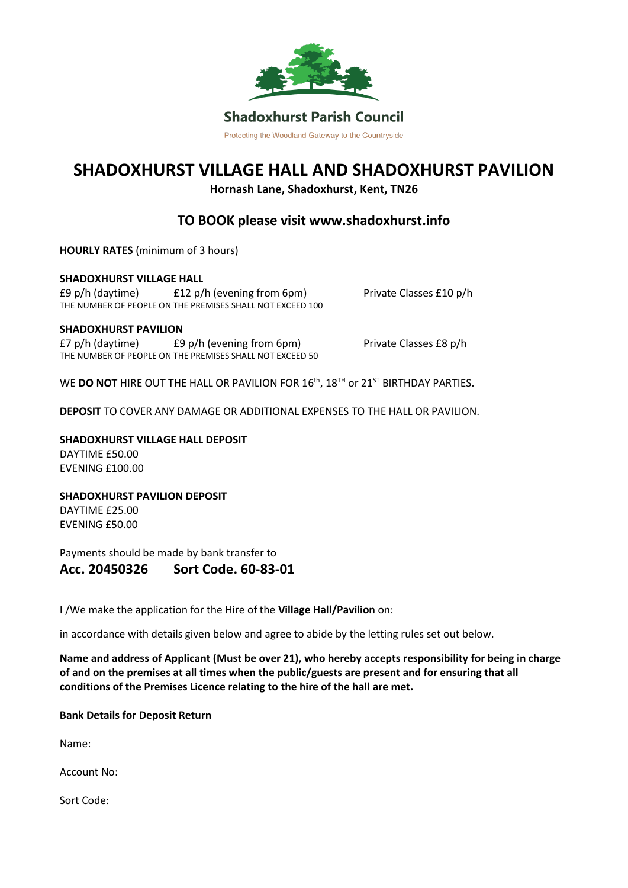Shadoxhurst Parish Council

Protecting the Woodland Gateway to the Countryside

# SHADOXHURST VILLAGE HALL AND SHADOXHURST PAVILION

**Hornash Lane, Shadoxhurst, Kent, TN26**

## TO BOOK please visit www.shadoxhurst.info

**HOURLY RATES** (minimum of 3 hours)

**SHADOXHURST VILLAGE HALL**

£9 p/h (daytime) £12 p/h (evening from 6pm) Private Classes £10 p/h

THE NUMBER OF PEOPLE ON THE PREMISES SHALL NOT EXCEED 100

**SHADOXHURST PAVILION**

£7 p/h (daytime) £9 p/h (evening from 6pm) Private Classes £8 p/h

THE NUMBER OF PEOPLE ON THE PREMISES SHALL NOT EXCEED 50

WE **DO NOT** HIRE OUT THE HALL OR PAVILION FOR 16th, 18TH or 21ST BIRTHDAY PARTIES.

**DEPOSIT** TO COVER ANY DAMAGE OR ADDITIONAL EXPENSES TO THE HALL OR PAVILION.

**SHADOXHURST VILLAGE HALL DEPOSIT**

DAYTIME £50.00

EVENING £100.00

**SHADOXHURST PAVILION DEPOSIT**

DAYTIME £25.00

EVENING £50.00

Payments should be made by bank transfer to

**Acc. 20450326 Sort Code. 60-83-01**

I /We make the application for the Hire of the **Village Hall/Pavilion** on:

in accordance with details given below and agree to abide by the letting rules set out below.

**Name and address of Applicant (Must be over 21), who hereby accepts responsibility for being in charge of and on the premises at all times when the public/guests are present and for ensuring that all conditions of the Premises Licence relating to the hire of the hall are met.**

**Bank Details for Deposit Return**

Name:

Account No:

Sort Code: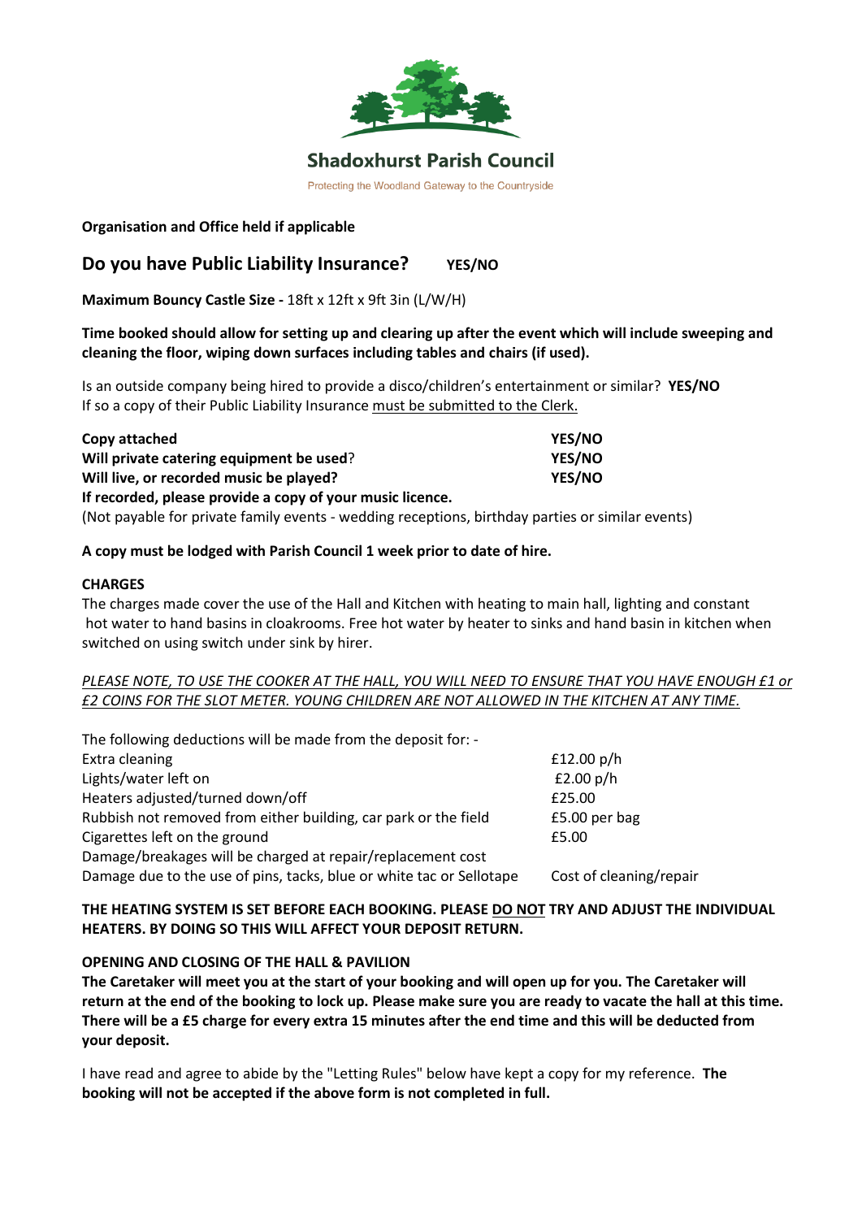**Shadoxhurst Parish Council**

Protecting the Woodland Gateway to the Countryside

**Organisation and Office held if applicable**

## Do you have Public Liability Insurance? **YES/NO**

**Maximum Bouncy Castle Size -** 18ft x 12ft x 9ft 3in (L/W/H)

**Time booked should allow for setting up and clearing up after the event which will include sweeping and cleaning the floor, wiping down surfaces including tables and chairs (if used).**

Is an outside company being hired to provide a disco/children's entertainment or similar? **YES/NO**
If so a copy of their Public Liability Insurance must be submitted to the Clerk.

| | |
|---|---|
| **Copy attached** | **YES/NO** |
| **Will private catering equipment be used**? | **YES/NO** |
| **Will live, or recorded music be played?** | **YES/NO** |

**If recorded, please provide a copy of your music licence.**
(Not payable for private family events - wedding receptions, birthday parties or similar events)

**A copy must be lodged with Parish Council 1 week prior to date of hire.**

**CHARGES**
The charges made cover the use of the Hall and Kitchen with heating to main hall, lighting and constant hot water to hand basins in cloakrooms. Free hot water by heater to sinks and hand basin in kitchen when switched on using switch under sink by hirer.

*PLEASE NOTE, TO USE THE COOKER AT THE HALL, YOU WILL NEED TO ENSURE THAT YOU HAVE ENOUGH £1 or £2 COINS FOR THE SLOT METER. YOUNG CHILDREN ARE NOT ALLOWED IN THE KITCHEN AT ANY TIME.*

The following deductions will be made from the deposit for: -

| | |
|---|---|
| Extra cleaning | £12.00 p/h |
| Lights/water left on | £2.00 p/h |
| Heaters adjusted/turned down/off | £25.00 |
| Rubbish not removed from either building, car park or the field | £5.00 per bag |
| Cigarettes left on the ground | £5.00 |
| Damage/breakages will be charged at repair/replacement cost | |
| Damage due to the use of pins, tacks, blue or white tac or Sellotape | Cost of cleaning/repair |

**THE HEATING SYSTEM IS SET BEFORE EACH BOOKING. PLEASE DO NOT TRY AND ADJUST THE INDIVIDUAL HEATERS. BY DOING SO THIS WILL AFFECT YOUR DEPOSIT RETURN.**

**OPENING AND CLOSING OF THE HALL & PAVILION**
**The Caretaker will meet you at the start of your booking and will open up for you. The Caretaker will return at the end of the booking to lock up. Please make sure you are ready to vacate the hall at this time. There will be a £5 charge for every extra 15 minutes after the end time and this will be deducted from your deposit.**

I have read and agree to abide by the "Letting Rules" below have kept a copy for my reference. **The booking will not be accepted if the above form is not completed in full.**